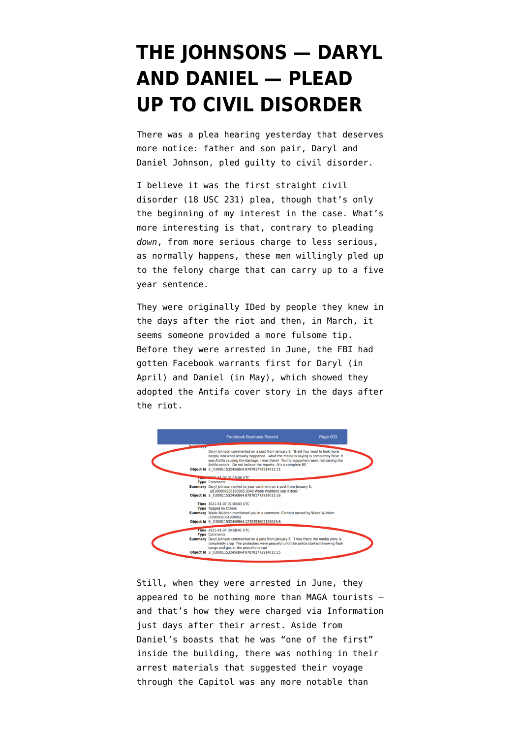# THE JOHNSONS — DARYL AND DANIEL — PLEAD UP TO CIVIL DISORDER

There was a plea hearing yesterday that deserves more notice: father and son pair, Daryl and Daniel Johnson, pled guilty to civil disorder.

I believe it was the first straight civil disorder (18 USC 231) plea, though that's only the beginning of my interest in the case. What's more interesting is that, contrary to pleading *down*, from more serious charge to less serious, as normally happens, these men willingly pled up to the felony charge that can carry up to a five year sentence.

They were originally IDed by people they knew in the days after the riot and then, in March, it seems someone provided a more fulsome tip. Before they were arrested in June, the FBI had gotten Facebook warrants first for Daryl (in April) and Daniel (in May), which showed they adopted the Antifa cover story in the days after the riot.

Still, when they were arrested in June, they appeared to be nothing more than MAGA tourists — and that's how they were charged via Information just days after their arrest. Aside from Daniel's boasts that he was "one of the first" inside the building, there was nothing in their arrest materials that suggested their voyage through the Capitol was any more notable than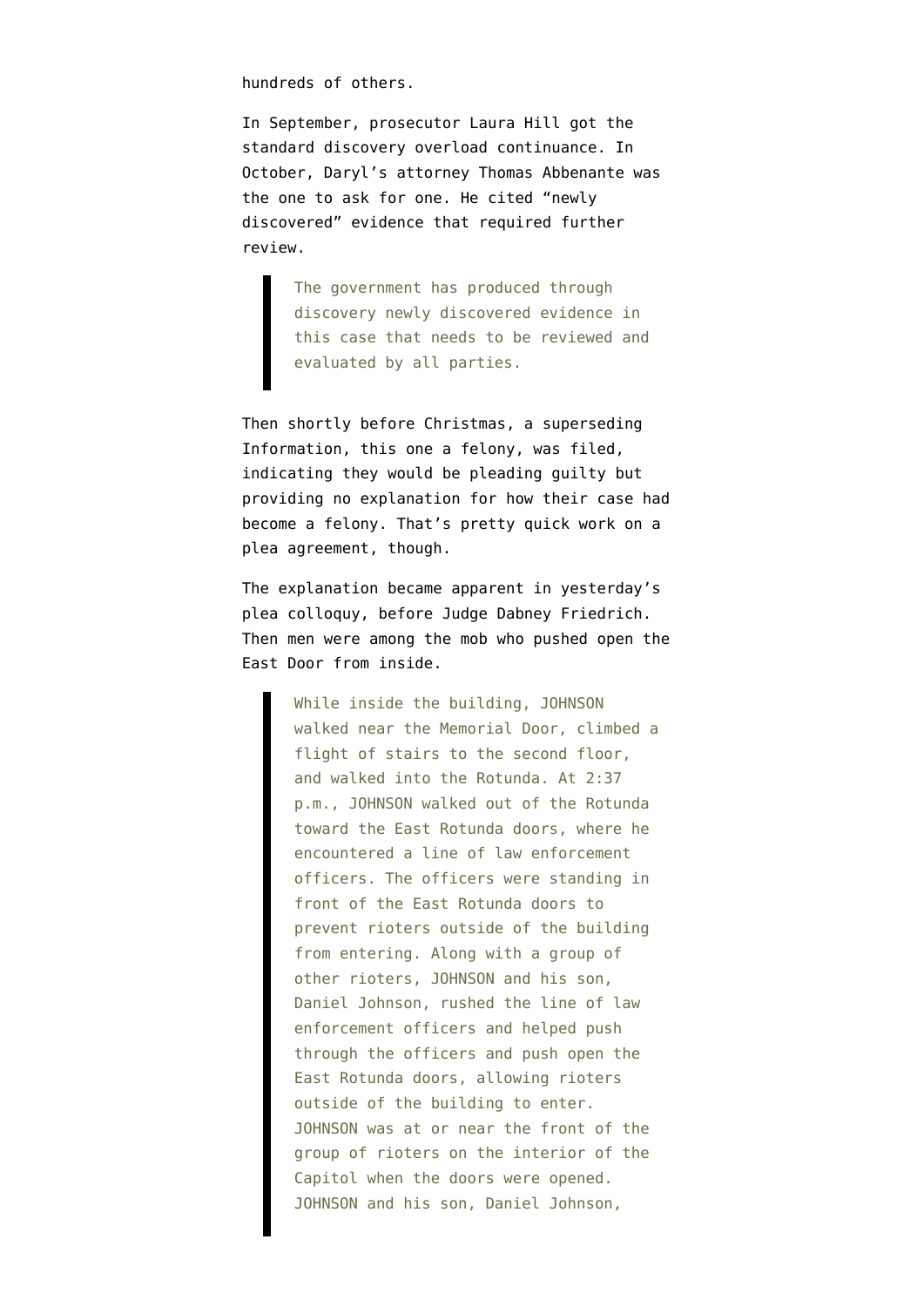hundreds of others.

In September, prosecutor Laura Hill got the standard discovery overload continuance. In October, Daryl's attorney Thomas Abbenante was the one to ask for one. He cited "newly discovered" evidence that required further review.

> The government has produced through discovery newly discovered evidence in this case that needs to be reviewed and evaluated by all parties.

Then shortly before Christmas, a superseding Information, this one a felony, was filed, indicating they would be pleading guilty but providing no explanation for how their case had become a felony. That's pretty quick work on a plea agreement, though.

The explanation became apparent in yesterday's plea colloquy, before Judge Dabney Friedrich. Then men were among the mob who pushed open the East Door from inside.

> While inside the building, JOHNSON walked near the Memorial Door, climbed a flight of stairs to the second floor, and walked into the Rotunda. At 2:37 p.m., JOHNSON walked out of the Rotunda toward the East Rotunda doors, where he encountered a line of law enforcement officers. The officers were standing in front of the East Rotunda doors to prevent rioters outside of the building from entering. Along with a group of other rioters, JOHNSON and his son, Daniel Johnson, rushed the line of law enforcement officers and helped push through the officers and push open the East Rotunda doors, allowing rioters outside of the building to enter. JOHNSON was at or near the front of the group of rioters on the interior of the Capitol when the doors were opened. JOHNSON and his son, Daniel Johnson,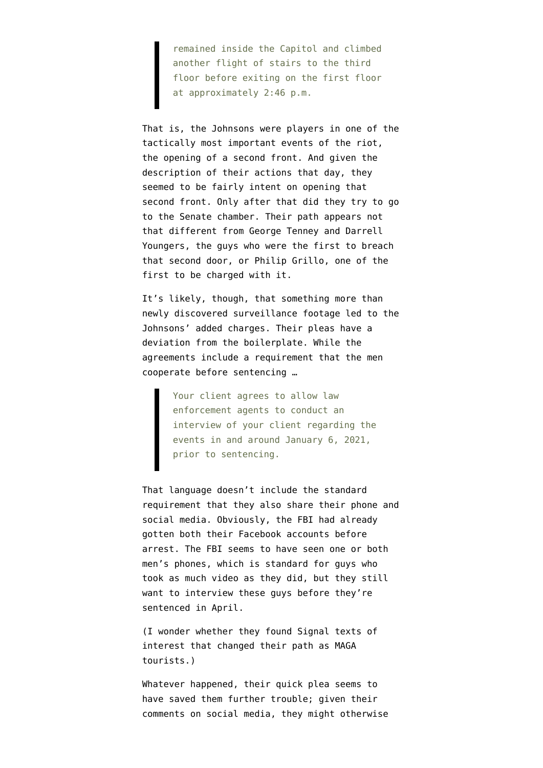> remained inside the Capitol and climbed another flight of stairs to the third floor before exiting on the first floor at approximately 2:46 p.m.

That is, the Johnsons were players in one of the tactically most important events of the riot, the opening of a second front. And given the description of their actions that day, they seemed to be fairly intent on opening that second front. Only after that did they try to go to the Senate chamber. Their path appears not that different from George Tenney and Darrell Youngers, the guys who were the first to breach that second door, or Philip Grillo, one of the first to be charged with it.

It's likely, though, that something more than newly discovered surveillance footage led to the Johnsons' added charges. Their pleas have a deviation from the boilerplate. While the agreements include a requirement that the men cooperate before sentencing …

> Your client agrees to allow law enforcement agents to conduct an interview of your client regarding the events in and around January 6, 2021, prior to sentencing.

That language doesn't include the standard requirement that they also share their phone and social media. Obviously, the FBI had already gotten both their Facebook accounts before arrest. The FBI seems to have seen one or both men's phones, which is standard for guys who took as much video as they did, but they still want to interview these guys before they're sentenced in April.

(I wonder whether they found Signal texts of interest that changed their path as MAGA tourists.)

Whatever happened, their quick plea seems to have saved them further trouble; given their comments on social media, they might otherwise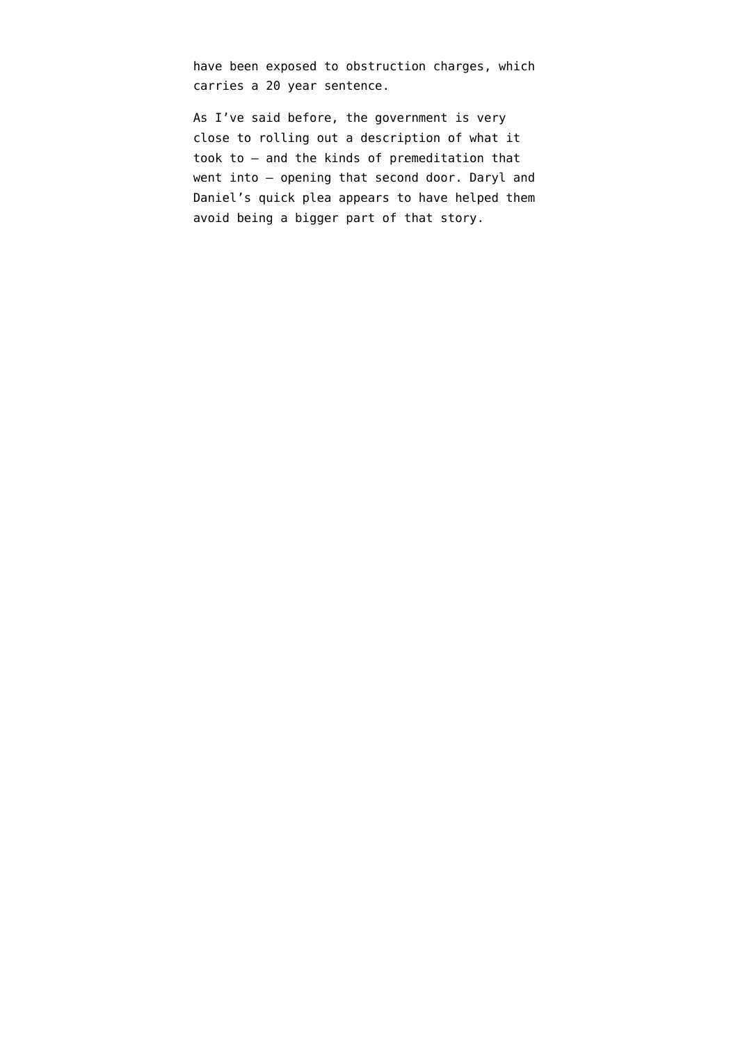have been exposed to obstruction charges, which carries a 20 year sentence.

As I've said before, the government is very close to rolling out a description of what it took to — and the kinds of premeditation that went into — opening that second door. Daryl and Daniel's quick plea appears to have helped them avoid being a bigger part of that story.